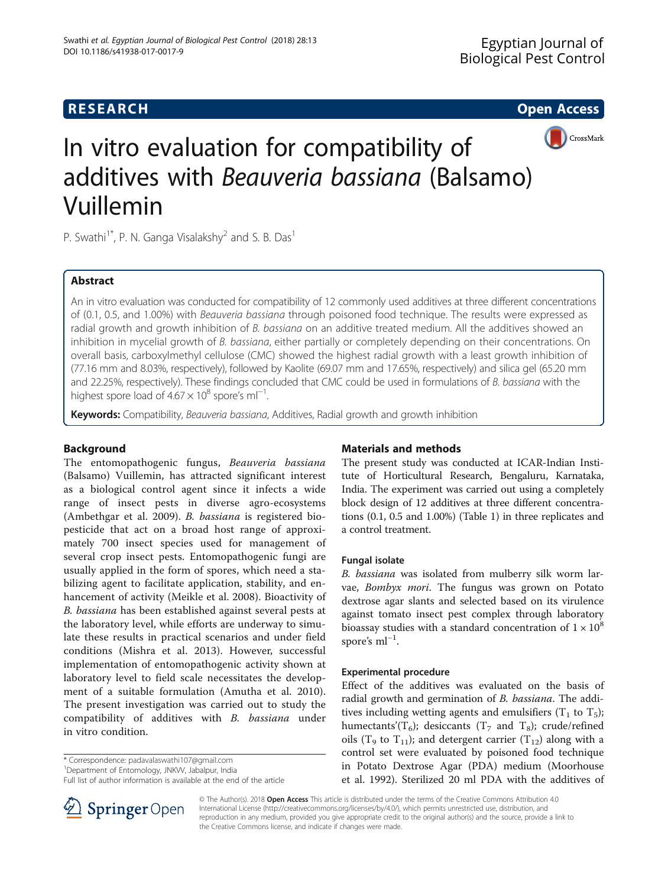**RESEARCH** **Open Access**

# In vitro evaluation for compatibility of additives with *Beauveria bassiana* (Balsamo) Vuillemin

P. Swathi[1*], P. N. Ganga Visalakshy[2] and S. B. Das[1]

## Abstract

An in vitro evaluation was conducted for compatibility of 12 commonly used additives at three different concentrations of (0.1, 0.5, and 1.00%) with *Beauveria bassiana* through poisoned food technique. The results were expressed as radial growth and growth inhibition of *B. bassiana* on an additive treated medium. All the additives showed an inhibition in mycelial growth of *B. bassiana*, either partially or completely depending on their concentrations. On overall basis, carboxylmethyl cellulose (CMC) showed the highest radial growth with a least growth inhibition of (77.16 mm and 8.03%, respectively), followed by Kaolite (69.07 mm and 17.65%, respectively) and silica gel (65.20 mm and 22.25%, respectively). These findings concluded that CMC could be used in formulations of *B. bassiana* with the highest spore load of $4.67 \times 10^8$ spore's $ml^{-1}$.

**Keywords:** Compatibility, *Beauveria bassiana*, Additives, Radial growth and growth inhibition

## Background

The entomopathogenic fungus, *Beauveria bassiana* (Balsamo) Vuillemin, has attracted significant interest as a biological control agent since it infects a wide range of insect pests in diverse agro-ecosystems (Ambethgar et al. 2009). *B. bassiana* is registered bio-pesticide that act on a broad host range of approximately 700 insect species used for management of several crop insect pests. Entomopathogenic fungi are usually applied in the form of spores, which need a stabilizing agent to facilitate application, stability, and enhancement of activity (Meikle et al. 2008). Bioactivity of *B. bassiana* has been established against several pests at the laboratory level, while efforts are underway to simulate these results in practical scenarios and under field conditions (Mishra et al. 2013). However, successful implementation of entomopathogenic activity shown at laboratory level to field scale necessitates the development of a suitable formulation (Amutha et al. 2010). The present investigation was carried out to study the compatibility of additives with *B. bassiana* under in vitro condition.

\* Correspondence: padavalaswathi107@gmail.com
[1]Department of Entomology, JNKVV, Jabalpur, India
Full list of author information is available at the end of the article

## Materials and methods

The present study was conducted at ICAR-Indian Institute of Horticultural Research, Bengaluru, Karnataka, India. The experiment was carried out using a completely block design of 12 additives at three different concentrations (0.1, 0.5 and 1.00%) (Table 1) in three replicates and a control treatment.

### Fungal isolate

*B. bassiana* was isolated from mulberry silk worm larvae, *Bombyx mori*. The fungus was grown on Potato dextrose agar slants and selected based on its virulence against tomato insect pest complex through laboratory bioassay studies with a standard concentration of $1 \times 10^8$ spore's $ml^{-1}$.

### Experimental procedure

Effect of the additives was evaluated on the basis of radial growth and germination of *B. bassiana*. The additives including wetting agents and emulsifiers ($T_1$ to $T_5$); humectants'($T_6$); desiccants ($T_7$ and $T_8$); crude/refined oils ($T_9$ to $T_{11}$); and detergent carrier ($T_{12}$) along with a control set were evaluated by poisoned food technique in Potato Dextrose Agar (PDA) medium (Moorhouse et al. 1992). Sterilized 20 ml PDA with the additives of

© The Author(s). 2018 **Open Access** This article is distributed under the terms of the Creative Commons Attribution 4.0 International License (http://creativecommons.org/licenses/by/4.0/), which permits unrestricted use, distribution, and reproduction in any medium, provided you give appropriate credit to the original author(s) and the source, provide a link to the Creative Commons license, and indicate if changes were made.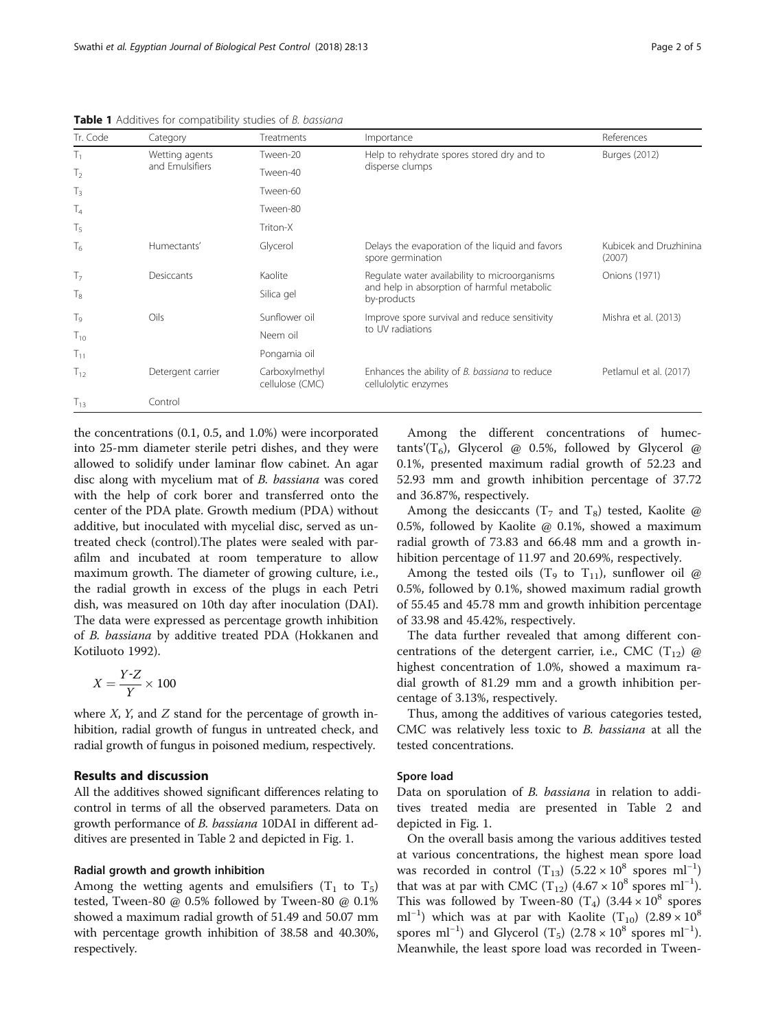**Table 1** Additives for compatibility studies of *B. bassiana*

| Tr. Code | Category | Treatments | Importance | References |
|---|---|---|---|---|
| $T_1$ | Wetting agents and Emulsifiers | Tween-20 | Help to rehydrate spores stored dry and to disperse clumps | Burges (2012) |
| $T_2$ | | Tween-40 | | |
| $T_3$ | | Tween-60 | | |
| $T_4$ | | Tween-80 | | |
| $T_5$ | | Triton-X | | |
| $T_6$ | Humectants' | Glycerol | Delays the evaporation of the liquid and favors spore germination | Kubicek and Druzhinina (2007) |
| $T_7$ | Desiccants | Kaolite | Regulate water availability to microorganisms and help in absorption of harmful metabolic by-products | Onions (1971) |
| $T_8$ | | Silica gel | | |
| $T_9$ | Oils | Sunflower oil | Improve spore survival and reduce sensitivity to UV radiations | Mishra et al. (2013) |
| $T_{10}$ | | Neem oil | | |
| $T_{11}$ | | Pongamia oil | | |
| $T_{12}$ | Detergent carrier | Carboxylmethyl cellulose (CMC) | Enhances the ability of *B. bassiana* to reduce cellulolytic enzymes | Petlamul et al. (2017) |
| $T_{13}$ | Control | | | |

the concentrations (0.1, 0.5, and 1.0%) were incorporated into 25-mm diameter sterile petri dishes, and they were allowed to solidify under laminar flow cabinet. An agar disc along with mycelium mat of *B. bassiana* was cored with the help of cork borer and transferred onto the center of the PDA plate. Growth medium (PDA) without additive, but inoculated with mycelial disc, served as untreated check (control).The plates were sealed with parafilm and incubated at room temperature to allow maximum growth. The diameter of growing culture, i.e., the radial growth in excess of the plugs in each Petri dish, was measured on 10th day after inoculation (DAI). The data were expressed as percentage growth inhibition of *B. bassiana* by additive treated PDA (Hokkanen and Kotiluoto 1992).

$$X = \frac{Y\text{-}Z}{Y} \times 100$$

where *X*, *Y*, and *Z* stand for the percentage of growth inhibition, radial growth of fungus in untreated check, and radial growth of fungus in poisoned medium, respectively.

## Results and discussion

All the additives showed significant differences relating to control in terms of all the observed parameters. Data on growth performance of *B. bassiana* 10DAI in different additives are presented in Table 2 and depicted in Fig. 1.

### Radial growth and growth inhibition

Among the wetting agents and emulsifiers ($T_1$ to $T_5$) tested, Tween-80 @ 0.5% followed by Tween-80 @ 0.1% showed a maximum radial growth of 51.49 and 50.07 mm with percentage growth inhibition of 38.58 and 40.30%, respectively.

Among the different concentrations of humectants'($T_6$), Glycerol @ 0.5%, followed by Glycerol @ 0.1%, presented maximum radial growth of 52.23 and 52.93 mm and growth inhibition percentage of 37.72 and 36.87%, respectively.

Among the desiccants ($T_7$ and $T_8$) tested, Kaolite @ 0.5%, followed by Kaolite @ 0.1%, showed a maximum radial growth of 73.83 and 66.48 mm and a growth inhibition percentage of 11.97 and 20.69%, respectively.

Among the tested oils ($T_9$ to $T_{11}$), sunflower oil @ 0.5%, followed by 0.1%, showed maximum radial growth of 55.45 and 45.78 mm and growth inhibition percentage of 33.98 and 45.42%, respectively.

The data further revealed that among different concentrations of the detergent carrier, i.e., CMC ($T_{12}$) @ highest concentration of 1.0%, showed a maximum radial growth of 81.29 mm and a growth inhibition percentage of 3.13%, respectively.

Thus, among the additives of various categories tested, CMC was relatively less toxic to *B. bassiana* at all the tested concentrations.

### Spore load

Data on sporulation of *B. bassiana* in relation to additives treated media are presented in Table 2 and depicted in Fig. 1.

On the overall basis among the various additives tested at various concentrations, the highest mean spore load was recorded in control ($T_{13}$) ($5.22 \times 10^8$ spores ml$^{-1}$) that was at par with CMC ($T_{12}$) ($4.67 \times 10^8$ spores ml$^{-1}$). This was followed by Tween-80 ($T_4$) ($3.44 \times 10^8$ spores ml$^{-1}$) which was at par with Kaolite ($T_{10}$) ($2.89 \times 10^8$ spores ml$^{-1}$) and Glycerol ($T_5$) ($2.78 \times 10^8$ spores ml$^{-1}$). Meanwhile, the least spore load was recorded in Tween-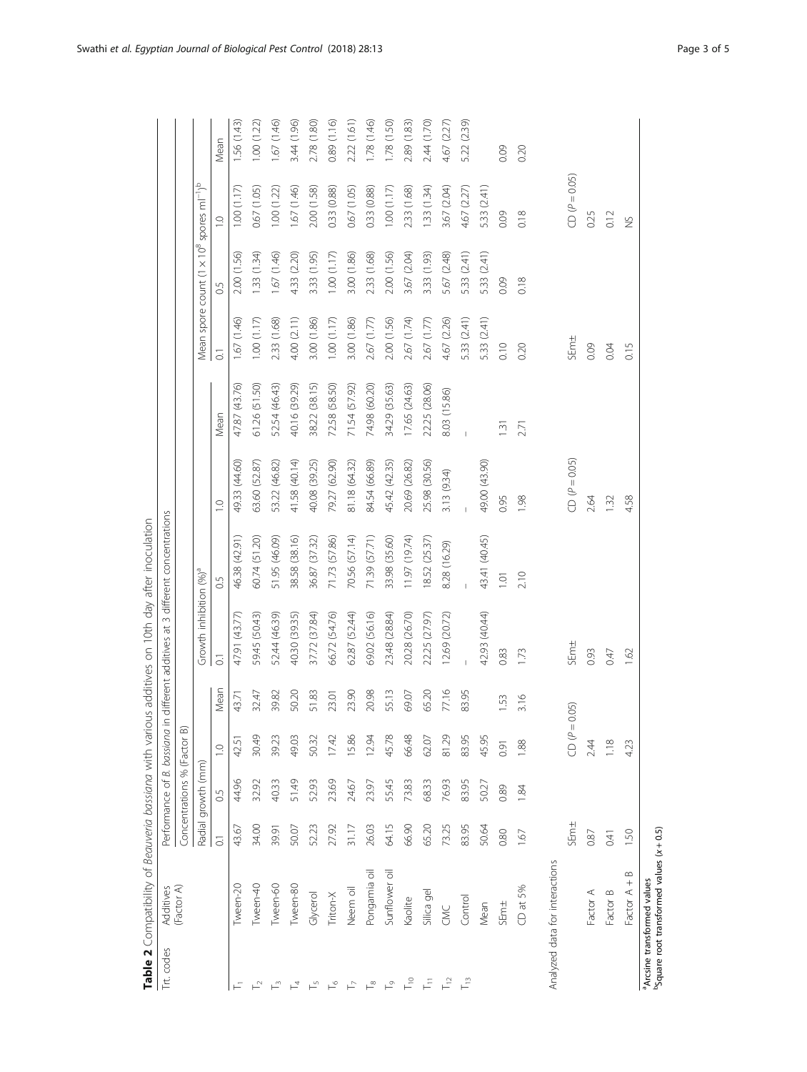**Table 2** Compatibility of *Beauveria bassiana* with various additives on 10th day after inoculation

| Trt. codes | Additives (Factor A) | Performance of *B. bassiana* in different additives at 3 different concentrations | | | | | | | | | | | |
|---|---|---|---|---|---|---|---|---|---|---|---|---|---|
| | | Concentrations % (Factor B) | | | | | | | | | | | |
| | | Radial growth (mm) | | | | Growth inhibition (%)[a] | | | | Mean spore count ($1 \times 10^8$ spores ml$^{-1}$)[b] | | | |
| | | 0.1 | 0.5 | 1.0 | Mean | 0.1 | 0.5 | 1.0 | Mean | 0.1 | 0.5 | 1.0 | Mean |
| $T_1$ | Tween-20 | 43.67 | 44.96 | 42.51 | 43.71 | 47.91 (43.77) | 46.38 (42.91) | 49.33 (44.60) | 47.87 (43.76) | 1.67 (1.46) | 2.00 (1.56) | 1.00 (1.17) | 1.56 (1.43) |
| $T_2$ | Tween-40 | 34.00 | 32.92 | 30.49 | 32.47 | 59.45 (50.43) | 60.74 (51.20) | 63.60 (52.87) | 61.26 (51.50) | 1.00 (1.17) | 1.33 (1.34) | 0.67 (1.05) | 1.00 (1.22) |
| $T_3$ | Tween-60 | 39.91 | 40.33 | 39.23 | 39.82 | 52.44 (46.39) | 51.95 (46.09) | 53.22 (46.82) | 52.54 (46.43) | 2.33 (1.68) | 1.67 (1.46) | 1.00 (1.22) | 1.67 (1.46) |
| $T_4$ | Tween-80 | 50.07 | 51.49 | 49.03 | 50.20 | 40.30 (39.35) | 38.58 (38.16) | 41.58 (40.14) | 40.16 (39.29) | 4.00 (2.11) | 4.33 (2.20) | 1.67 (1.46) | 3.44 (1.96) |
| $T_5$ | Glycerol | 52.23 | 52.93 | 50.32 | 51.83 | 37.72 (37.84) | 36.87 (37.32) | 40.08 (39.25) | 38.22 (38.15) | 3.00 (1.86) | 3.33 (1.95) | 2.00 (1.58) | 2.78 (1.80) |
| $T_6$ | Triton-X | 27.92 | 23.69 | 17.42 | 23.01 | 66.72 (54.76) | 71.73 (57.86) | 79.27 (62.90) | 72.58 (58.50) | 1.00 (1.17) | 1.00 (1.17) | 0.33 (0.88) | 0.89 (1.16) |
| $T_7$ | Neem oil | 31.17 | 24.67 | 15.86 | 23.90 | 62.87 (52.44) | 70.56 (57.14) | 81.18 (64.32) | 71.54 (57.92) | 3.00 (1.86) | 3.00 (1.86) | 0.67 (1.05) | 2.22 (1.61) |
| $T_8$ | Pongamia oil | 26.03 | 23.97 | 12.94 | 20.98 | 69.02 (56.16) | 71.39 (57.71) | 84.54 (66.89) | 74.98 (60.20) | 2.67 (1.77) | 2.33 (1.68) | 0.33 (0.88) | 1.78 (1.46) |
| $T_9$ | Sunflower oil | 64.15 | 55.45 | 45.78 | 55.13 | 23.48 (28.84) | 33.98 (35.60) | 45.42 (42.35) | 34.29 (35.63) | 2.00 (1.56) | 2.00 (1.56) | 1.00 (1.17) | 1.78 (1.50) |
| $T_{10}$ | Kaolite | 66.90 | 73.83 | 66.48 | 69.07 | 20.28 (26.70) | 11.97 (19.74) | 20.69 (26.82) | 17.65 (24.63) | 2.67 (1.74) | 3.67 (2.04) | 2.33 (1.68) | 2.89 (1.83) |
| $T_{11}$ | Silica gel | 65.20 | 68.33 | 62.07 | 65.20 | 22.25 (27.97) | 18.52 (25.37) | 25.98 (30.56) | 22.25 (28.06) | 2.67 (1.77) | 3.33 (1.93) | 1.33 (1.34) | 2.44 (1.70) |
| $T_{12}$ | CMC | 73.25 | 76.93 | 81.29 | 77.16 | 12.69 (20.72) | 8.28 (16.29) | 3.13 (9.34) | 8.03 (15.86) | 4.67 (2.26) | 5.67 (2.48) | 3.67 (2.04) | 4.67 (2.27) |
| $T_{13}$ | Control | 83.95 | 83.95 | 83.95 | 83.95 | – | – | – | – | 5.33 (2.41) | 5.33 (2.41) | 4.67 (2.27) | 5.22 (2.39) |
| | Mean | 50.64 | 50.27 | 45.95 | | 42.93 (40.44) | 43.41 (40.45) | 49.00 (43.90) | | 5.33 (2.41) | 5.33 (2.41) | 5.33 (2.41) | |
| | SEm± | 0.80 | 0.89 | 0.91 | 1.53 | 0.83 | 1.01 | 0.95 | 1.31 | 0.10 | 0.09 | 0.09 | 0.09 |
| | CD at 5% | 1.67 | 1.84 | 1.88 | 3.16 | 1.73 | 2.10 | 1.98 | 2.71 | 0.20 | 0.18 | 0.18 | 0.20 |
| Analyzed data for interactions | | | | | | | | | | | | | |
| | | SEm± | | CD ($P = 0.05$) | | SEm± | | CD ($P = 0.05$) | | SEm± | | CD ($P = 0.05$) | |
| | Factor A | 0.87 | | 2.44 | | 0.93 | | 2.64 | | 0.09 | | 0.25 | |
| | Factor B | 0.41 | | 1.18 | | 0.47 | | 1.32 | | 0.04 | | 0.12 | |
| | Factor A + B | 1.50 | | 4.23 | | 1.62 | | 4.58 | | 0.15 | | NS | |

[a]Arcsine transformed values
[b]Square root transformed values ($x + 0.5$)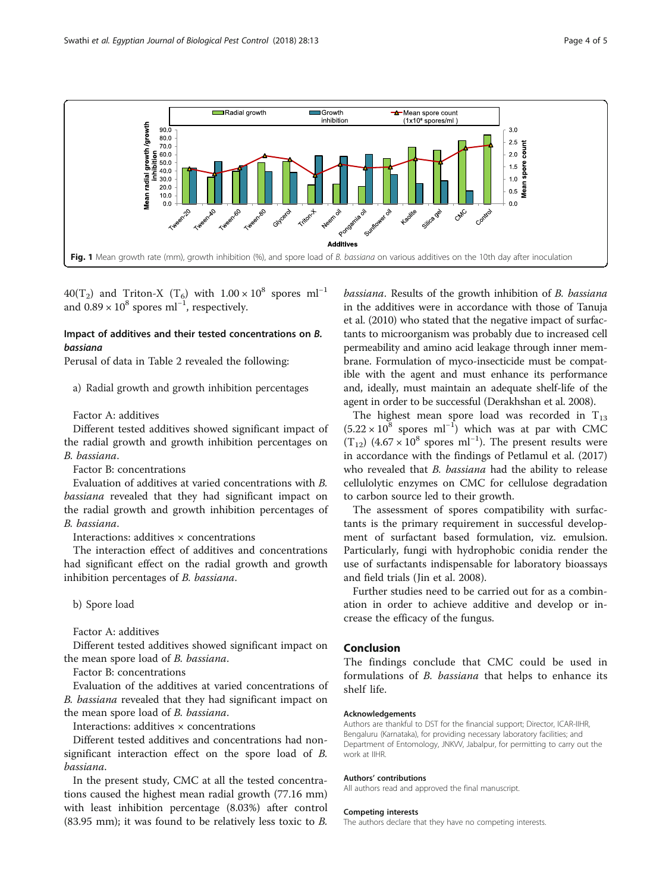Fig. 1 Mean growth rate (mm), growth inhibition (%), and spore load of *B. bassiana* on various additives on the 10th day after inoculation

40($T_2$) and Triton-X ($T_6$) with $1.00 \times 10^8$ spores $ml^{-1}$ and $0.89 \times 10^8$ spores $ml^{-1}$, respectively.

### Impact of additives and their tested concentrations on *B. bassiana*

Perusal of data in Table 2 revealed the following:

a) Radial growth and growth inhibition percentages

Factor A: additives

Different tested additives showed significant impact of the radial growth and growth inhibition percentages on *B. bassiana*.

Factor B: concentrations

Evaluation of additives at varied concentrations with *B. bassiana* revealed that they had significant impact on the radial growth and growth inhibition percentages of *B. bassiana*.

Interactions: additives × concentrations

The interaction effect of additives and concentrations had significant effect on the radial growth and growth inhibition percentages of *B. bassiana*.

b) Spore load

Factor A: additives

Different tested additives showed significant impact on the mean spore load of *B. bassiana*.

Factor B: concentrations

Evaluation of the additives at varied concentrations of *B. bassiana* revealed that they had significant impact on the mean spore load of *B. bassiana*.

Interactions: additives × concentrations

Different tested additives and concentrations had non-significant interaction effect on the spore load of *B. bassiana*.

In the present study, CMC at all the tested concentrations caused the highest mean radial growth (77.16 mm) with least inhibition percentage (8.03%) after control (83.95 mm); it was found to be relatively less toxic to *B. bassiana*. Results of the growth inhibition of *B. bassiana* in the additives were in accordance with those of Tanuja et al. (2010) who stated that the negative impact of surfactants to microorganism was probably due to increased cell permeability and amino acid leakage through inner membrane. Formulation of myco-insecticide must be compatible with the agent and must enhance its performance and, ideally, must maintain an adequate shelf-life of the agent in order to be successful (Derakhshan et al. 2008).

The highest mean spore load was recorded in $T_{13}$ ($5.22 \times 10^8$ spores $ml^{-1}$) which was at par with CMC ($T_{12}$) ($4.67 \times 10^8$ spores $ml^{-1}$). The present results were in accordance with the findings of Petlamul et al. (2017) who revealed that *B. bassiana* had the ability to release cellulolytic enzymes on CMC for cellulose degradation to carbon source led to their growth.

The assessment of spores compatibility with surfactants is the primary requirement in successful development of surfactant based formulation, viz. emulsion. Particularly, fungi with hydrophobic conidia render the use of surfactants indispensable for laboratory bioassays and field trials (Jin et al. 2008).

Further studies need to be carried out for as a combination in order to achieve additive and develop or increase the efficacy of the fungus.

## Conclusion

The findings conclude that CMC could be used in formulations of *B. bassiana* that helps to enhance its shelf life.

#### Acknowledgements

Authors are thankful to DST for the financial support; Director, ICAR-IIHR, Bengaluru (Karnataka), for providing necessary laboratory facilities; and Department of Entomology, JNKVV, Jabalpur, for permitting to carry out the work at IIHR.

#### Authors' contributions

All authors read and approved the final manuscript.

#### Competing interests

The authors declare that they have no competing interests.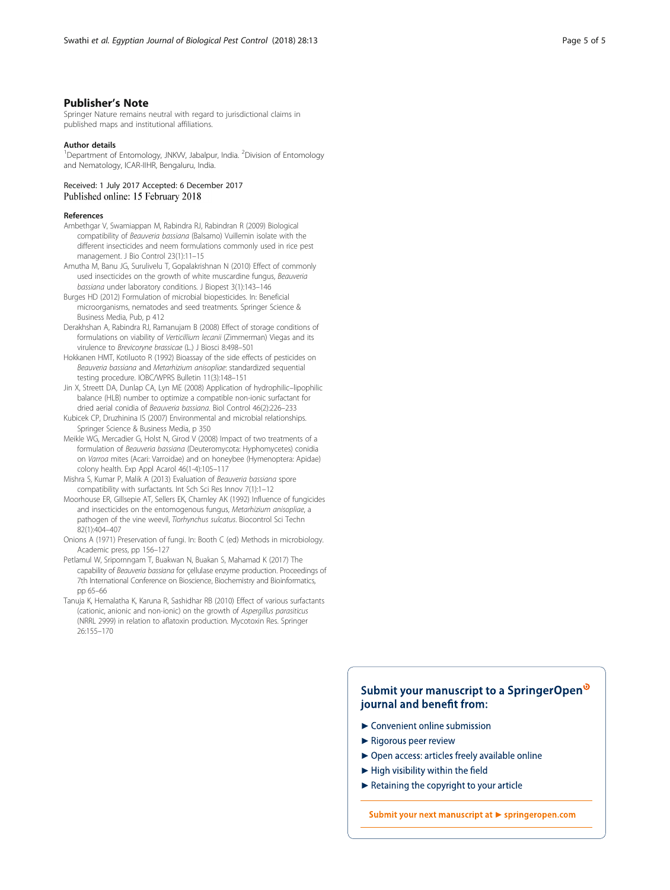## Publisher's Note

Springer Nature remains neutral with regard to jurisdictional claims in published maps and institutional affiliations.

### Author details

[1]Department of Entomology, JNKVV, Jabalpur, India. [2]Division of Entomology and Nematology, ICAR-IIHR, Bengaluru, India.

Received: 1 July 2017 Accepted: 6 December 2017
Published online: 15 February 2018

### References

Ambethgar V, Swamiappan M, Rabindra RJ, Rabindran R (2009) Biological compatibility of *Beauveria bassiana* (Balsamo) Vuillemin isolate with the different insecticides and neem formulations commonly used in rice pest management. J Bio Control 23(1):11–15

Amutha M, Banu JG, Surulivelu T, Gopalakrishnan N (2010) Effect of commonly used insecticides on the growth of white muscardine fungus, *Beauveria bassiana* under laboratory conditions. J Biopest 3(1):143–146

Burges HD (2012) Formulation of microbial biopesticides. In: Beneficial microorganisms, nematodes and seed treatments. Springer Science & Business Media, Pub, p 412

Derakhshan A, Rabindra RJ, Ramanujam B (2008) Effect of storage conditions of formulations on viability of *Verticillium lecanii* (Zimmerman) Viegas and its virulence to *Brevicoryne brassicae* (L.) J Biosci 8:498–501

Hokkanen HMT, Kotiluoto R (1992) Bioassay of the side effects of pesticides on *Beauveria bassiana* and *Metarhizium anisopliae*: standardized sequential testing procedure. IOBC/WPRS Bulletin 11(3):148–151

Jin X, Streett DA, Dunlap CA, Lyn ME (2008) Application of hydrophilic–lipophilic balance (HLB) number to optimize a compatible non-ionic surfactant for dried aerial conidia of *Beauveria bassiana*. Biol Control 46(2):226–233

Kubicek CP, Druzhinina IS (2007) Environmental and microbial relationships. Springer Science & Business Media, p 350

Meikle WG, Mercadier G, Holst N, Girod V (2008) Impact of two treatments of a formulation of *Beauveria bassiana* (Deuteromycota: Hyphomycetes) conidia on *Varroa* mites (Acari: Varroidae) and on honeybee (Hymenoptera: Apidae) colony health. Exp Appl Acarol 46(1-4):105–117

Mishra S, Kumar P, Malik A (2013) Evaluation of *Beauveria bassiana* spore compatibility with surfactants. Int Sch Sci Res Innov 7(1):1–12

Moorhouse ER, Gillsepie AT, Sellers EK, Charnley AK (1992) Influence of fungicides and insecticides on the entomogenous fungus, *Metarhizium anisopliae*, a pathogen of the vine weevil, *Tiorhynchus sulcatus*. Biocontrol Sci Techn 82(1):404–407

Onions A (1971) Preservation of fungi. In: Booth C (ed) Methods in microbiology. Academic press, pp 156–127

Petlamul W, Sripornngam T, Buakwan N, Buakan S, Mahamad K (2017) The capability of *Beauveria bassiana* for çellulase enzyme production. Proceedings of 7th International Conference on Bioscience, Biochemistry and Bioinformatics, pp 65–66

Tanuja K, Hemalatha K, Karuna R, Sashidhar RB (2010) Effect of various surfactants (cationic, anionic and non-ionic) on the growth of *Aspergillus parasiticus* (NRRL 2999) in relation to aflatoxin production. Mycotoxin Res. Springer 26:155–170